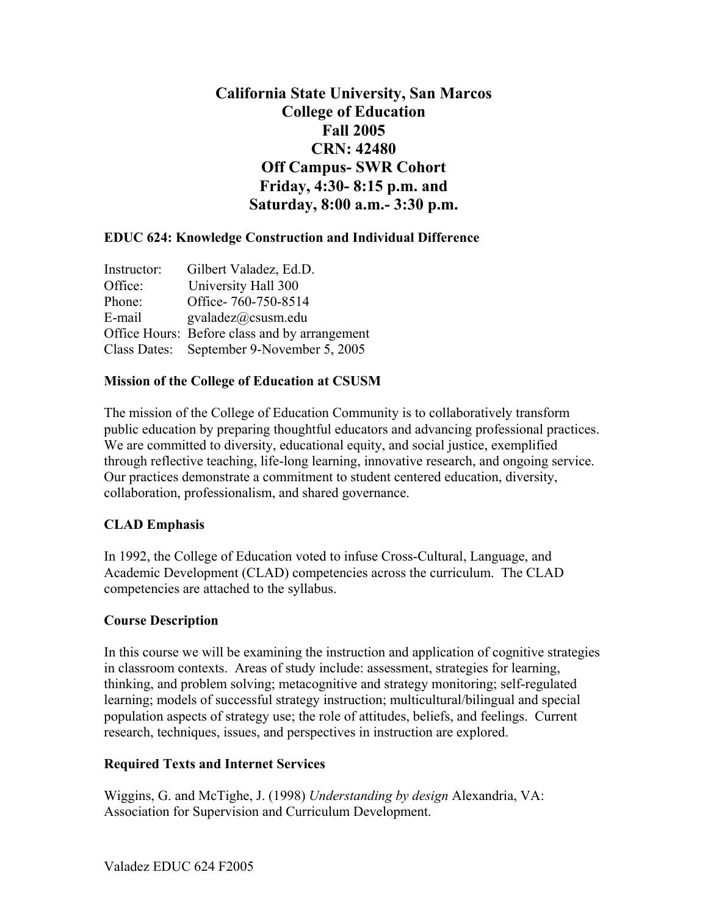# California State University, San Marcos
# College of Education
# Fall 2005
# CRN: 42480
# Off Campus- SWR Cohort
# Friday, 4:30- 8:15 p.m. and
# Saturday, 8:00 a.m.- 3:30 p.m.

**EDUC 624: Knowledge Construction and Individual Difference**

Instructor: Gilbert Valadez, Ed.D.
Office: University Hall 300
Phone: Office- 760-750-8514
E-mail gvaladez@csusm.edu
Office Hours: Before class and by arrangement
Class Dates: September 9-November 5, 2005

**Mission of the College of Education at CSUSM**

The mission of the College of Education Community is to collaboratively transform public education by preparing thoughtful educators and advancing professional practices. We are committed to diversity, educational equity, and social justice, exemplified through reflective teaching, life-long learning, innovative research, and ongoing service. Our practices demonstrate a commitment to student centered education, diversity, collaboration, professionalism, and shared governance.

**CLAD Emphasis**

In 1992, the College of Education voted to infuse Cross-Cultural, Language, and Academic Development (CLAD) competencies across the curriculum. The CLAD competencies are attached to the syllabus.

**Course Description**

In this course we will be examining the instruction and application of cognitive strategies in classroom contexts. Areas of study include: assessment, strategies for learning, thinking, and problem solving; metacognitive and strategy monitoring; self-regulated learning; models of successful strategy instruction; multicultural/bilingual and special population aspects of strategy use; the role of attitudes, beliefs, and feelings. Current research, techniques, issues, and perspectives in instruction are explored.

**Required Texts and Internet Services**

Wiggins, G. and McTighe, J. (1998) *Understanding by design* Alexandria, VA: Association for Supervision and Curriculum Development.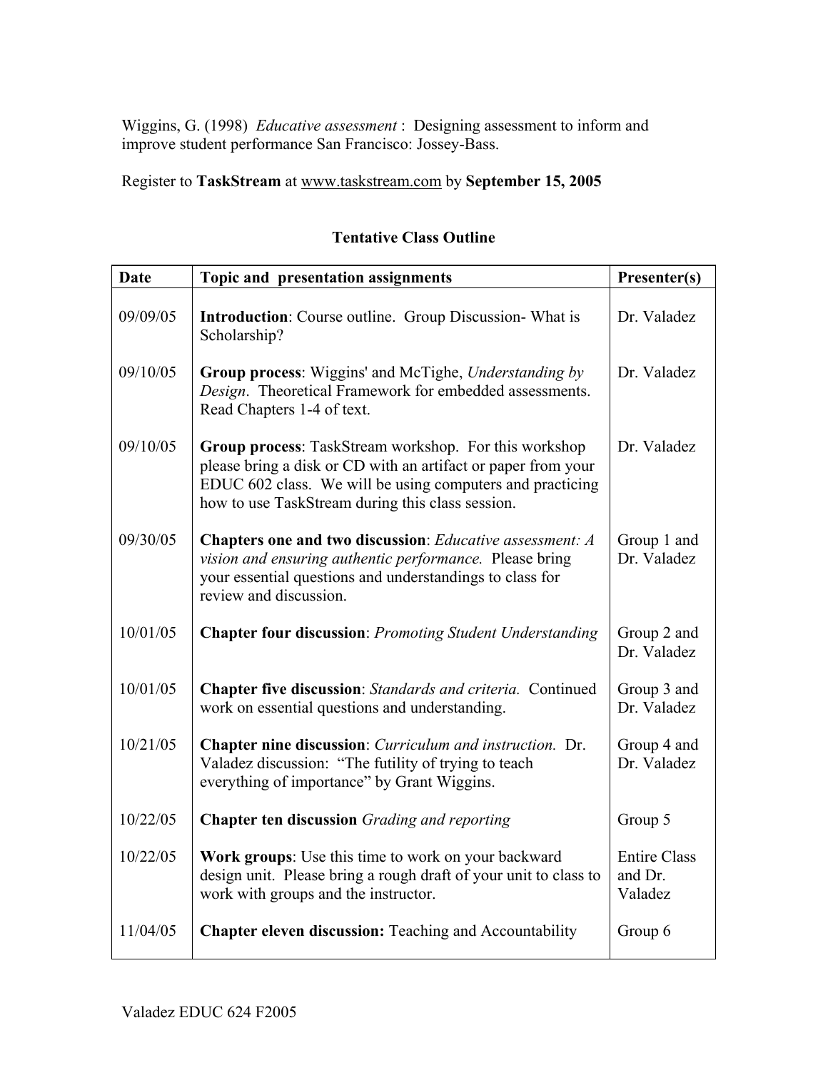Wiggins, G. (1998) *Educative assessment* : Designing assessment to inform and improve student performance San Francisco: Jossey-Bass.

Register to **TaskStream** at www.taskstream.com by **September 15, 2005**

**Tentative Class Outline**

| Date | Topic and presentation assignments | Presenter(s) |
|---|---|---|
| 09/09/05 | **Introduction**: Course outline. Group Discussion- What is Scholarship? | Dr. Valadez |
| 09/10/05 | **Group process**: Wiggins' and McTighe, *Understanding by Design*. Theoretical Framework for embedded assessments. Read Chapters 1-4 of text. | Dr. Valadez |
| 09/10/05 | **Group process**: TaskStream workshop. For this workshop please bring a disk or CD with an artifact or paper from your EDUC 602 class. We will be using computers and practicing how to use TaskStream during this class session. | Dr. Valadez |
| 09/30/05 | **Chapters one and two discussion**: *Educative assessment: A vision and ensuring authentic performance.* Please bring your essential questions and understandings to class for review and discussion. | Group 1 and Dr. Valadez |
| 10/01/05 | **Chapter four discussion**: *Promoting Student Understanding* | Group 2 and Dr. Valadez |
| 10/01/05 | **Chapter five discussion**: *Standards and criteria.* Continued work on essential questions and understanding. | Group 3 and Dr. Valadez |
| 10/21/05 | **Chapter nine discussion**: *Curriculum and instruction.* Dr. Valadez discussion: "The futility of trying to teach everything of importance" by Grant Wiggins. | Group 4 and Dr. Valadez |
| 10/22/05 | **Chapter ten discussion** *Grading and reporting* | Group 5 |
| 10/22/05 | **Work groups**: Use this time to work on your backward design unit. Please bring a rough draft of your unit to class to work with groups and the instructor. | Entire Class and Dr. Valadez |
| 11/04/05 | **Chapter eleven discussion:** Teaching and Accountability | Group 6 |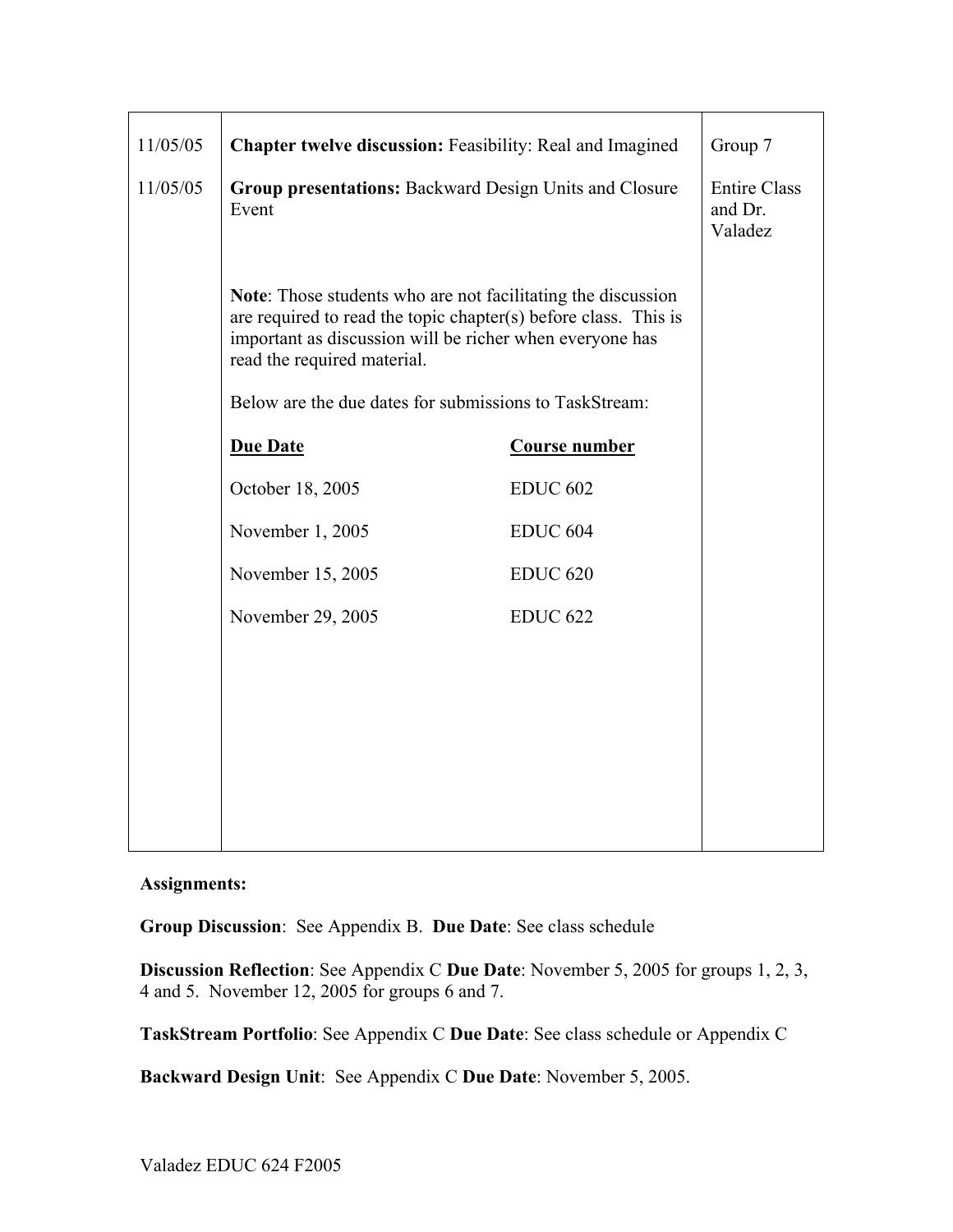| | | |
|---|---|---|
| 11/05/05 | **Chapter twelve discussion:** Feasibility: Real and Imagined | Group 7 |
| 11/05/05 | **Group presentations:** Backward Design Units and Closure Event<br><br>**Note**: Those students who are not facilitating the discussion are required to read the topic chapter(s) before class. This is important as discussion will be richer when everyone has read the required material.<br><br>Below are the due dates for submissions to TaskStream:<br><br>**Due Date** — **Course number**<br>October 18, 2005 — EDUC 602<br>November 1, 2005 — EDUC 604<br>November 15, 2005 — EDUC 620<br>November 29, 2005 — EDUC 622 | Entire Class and Dr. Valadez |

**Assignments:**

**Group Discussion**: See Appendix B. **Due Date**: See class schedule

**Discussion Reflection**: See Appendix C **Due Date**: November 5, 2005 for groups 1, 2, 3, 4 and 5. November 12, 2005 for groups 6 and 7.

**TaskStream Portfolio**: See Appendix C **Due Date**: See class schedule or Appendix C

**Backward Design Unit**: See Appendix C **Due Date**: November 5, 2005.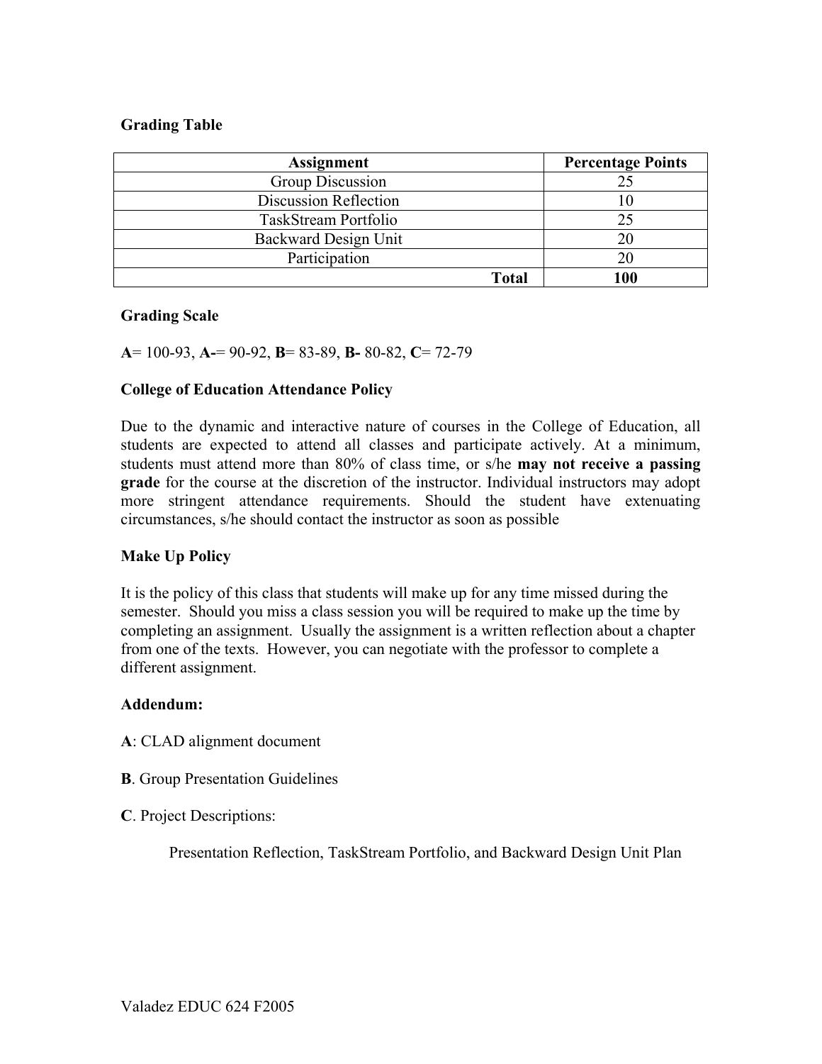**Grading Table**

| Assignment | Percentage Points |
|---|---|
| Group Discussion | 25 |
| Discussion Reflection | 10 |
| TaskStream Portfolio | 25 |
| Backward Design Unit | 20 |
| Participation | 20 |
| **Total** | **100** |

**Grading Scale**

**A**= 100-93, **A-**= 90-92, **B**= 83-89, **B-** 80-82, **C**= 72-79

**College of Education Attendance Policy**

Due to the dynamic and interactive nature of courses in the College of Education, all students are expected to attend all classes and participate actively. At a minimum, students must attend more than 80% of class time, or s/he **may not receive a passing grade** for the course at the discretion of the instructor. Individual instructors may adopt more stringent attendance requirements. Should the student have extenuating circumstances, s/he should contact the instructor as soon as possible

**Make Up Policy**

It is the policy of this class that students will make up for any time missed during the semester. Should you miss a class session you will be required to make up the time by completing an assignment. Usually the assignment is a written reflection about a chapter from one of the texts. However, you can negotiate with the professor to complete a different assignment.

**Addendum:**

**A**: CLAD alignment document

**B**. Group Presentation Guidelines

**C**. Project Descriptions:

Presentation Reflection, TaskStream Portfolio, and Backward Design Unit Plan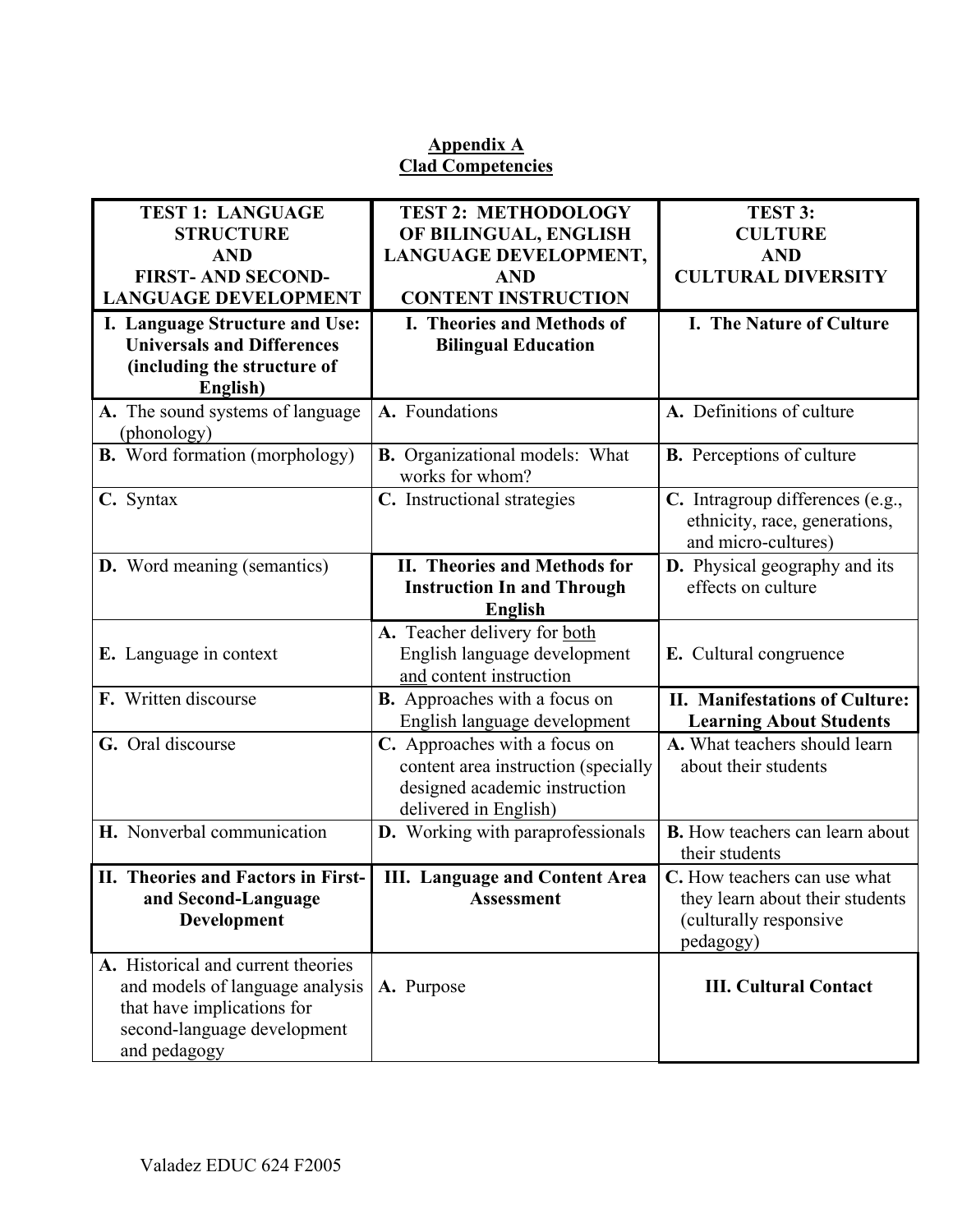**Appendix A**
**Clad Competencies**

| TEST 1: LANGUAGE STRUCTURE AND FIRST- AND SECOND-LANGUAGE DEVELOPMENT | TEST 2: METHODOLOGY OF BILINGUAL, ENGLISH LANGUAGE DEVELOPMENT, AND CONTENT INSTRUCTION | TEST 3: CULTURE AND CULTURAL DIVERSITY |
|---|---|---|
| **I. Language Structure and Use: Universals and Differences (including the structure of English)** | **I. Theories and Methods of Bilingual Education** | **I. The Nature of Culture** |
| **A.** The sound systems of language (phonology) | **A.** Foundations | **A.** Definitions of culture |
| **B.** Word formation (morphology) | **B.** Organizational models: What works for whom? | **B.** Perceptions of culture |
| **C.** Syntax | **C.** Instructional strategies | **C.** Intragroup differences (e.g., ethnicity, race, generations, and micro-cultures) |
| **D.** Word meaning (semantics) | **II. Theories and Methods for Instruction In and Through English** | **D.** Physical geography and its effects on culture |
| **E.** Language in context | **A.** Teacher delivery for both English language development and content instruction | **E.** Cultural congruence |
| **F.** Written discourse | **B.** Approaches with a focus on English language development | **II. Manifestations of Culture: Learning About Students** |
| **G.** Oral discourse | **C.** Approaches with a focus on content area instruction (specially designed academic instruction delivered in English) | **A.** What teachers should learn about their students |
| **H.** Nonverbal communication | **D.** Working with paraprofessionals | **B.** How teachers can learn about their students |
| **II. Theories and Factors in First- and Second-Language Development** | **III. Language and Content Area Assessment** | **C.** How teachers can use what they learn about their students (culturally responsive pedagogy) |
| **A.** Historical and current theories and models of language analysis that have implications for second-language development and pedagogy | **A.** Purpose | **III. Cultural Contact** |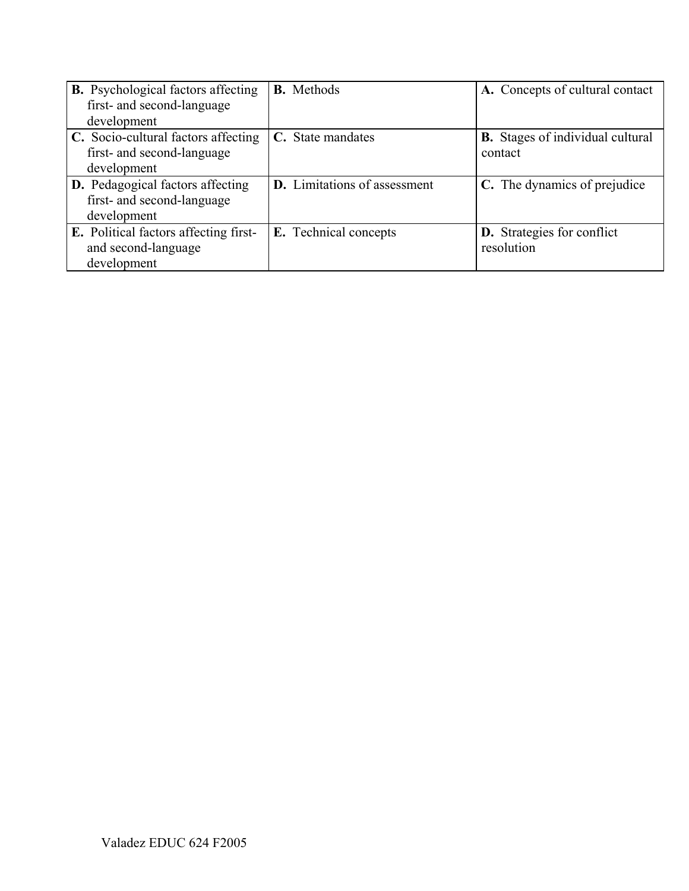| **B.** Psychological factors affecting first- and second-language development | **B.** Methods | **A.** Concepts of cultural contact |
|---|---|---|
| **C.** Socio-cultural factors affecting first- and second-language development | **C.** State mandates | **B.** Stages of individual cultural contact |
| **D.** Pedagogical factors affecting first- and second-language development | **D.** Limitations of assessment | **C.** The dynamics of prejudice |
| **E.** Political factors affecting first- and second-language development | **E.** Technical concepts | **D.** Strategies for conflict resolution |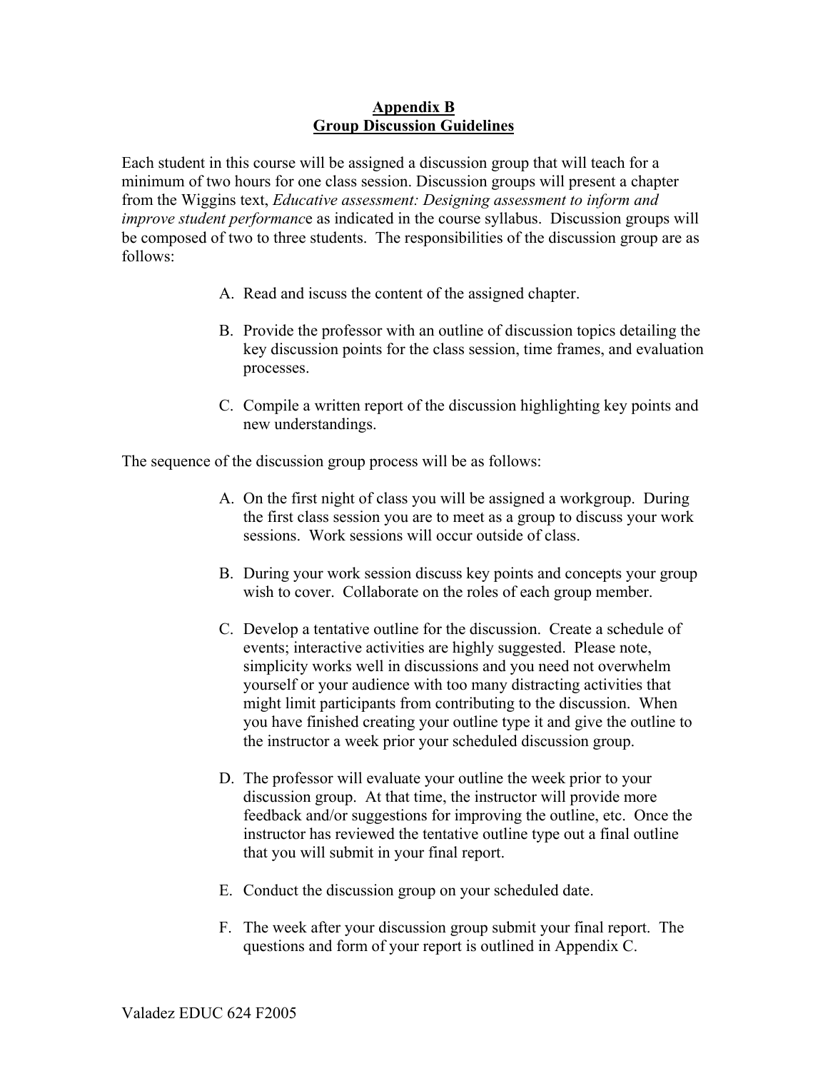# Appendix B
## Group Discussion Guidelines

Each student in this course will be assigned a discussion group that will teach for a minimum of two hours for one class session. Discussion groups will present a chapter from the Wiggins text, *Educative assessment: Designing assessment to inform and improve student performanc*e as indicated in the course syllabus. Discussion groups will be composed of two to three students. The responsibilities of the discussion group are as follows:

A. Read and iscuss the content of the assigned chapter.

B. Provide the professor with an outline of discussion topics detailing the key discussion points for the class session, time frames, and evaluation processes.

C. Compile a written report of the discussion highlighting key points and new understandings.

The sequence of the discussion group process will be as follows:

A. On the first night of class you will be assigned a workgroup. During the first class session you are to meet as a group to discuss your work sessions. Work sessions will occur outside of class.

B. During your work session discuss key points and concepts your group wish to cover. Collaborate on the roles of each group member.

C. Develop a tentative outline for the discussion. Create a schedule of events; interactive activities are highly suggested. Please note, simplicity works well in discussions and you need not overwhelm yourself or your audience with too many distracting activities that might limit participants from contributing to the discussion. When you have finished creating your outline type it and give the outline to the instructor a week prior your scheduled discussion group.

D. The professor will evaluate your outline the week prior to your discussion group. At that time, the instructor will provide more feedback and/or suggestions for improving the outline, etc. Once the instructor has reviewed the tentative outline type out a final outline that you will submit in your final report.

E. Conduct the discussion group on your scheduled date.

F. The week after your discussion group submit your final report. The questions and form of your report is outlined in Appendix C.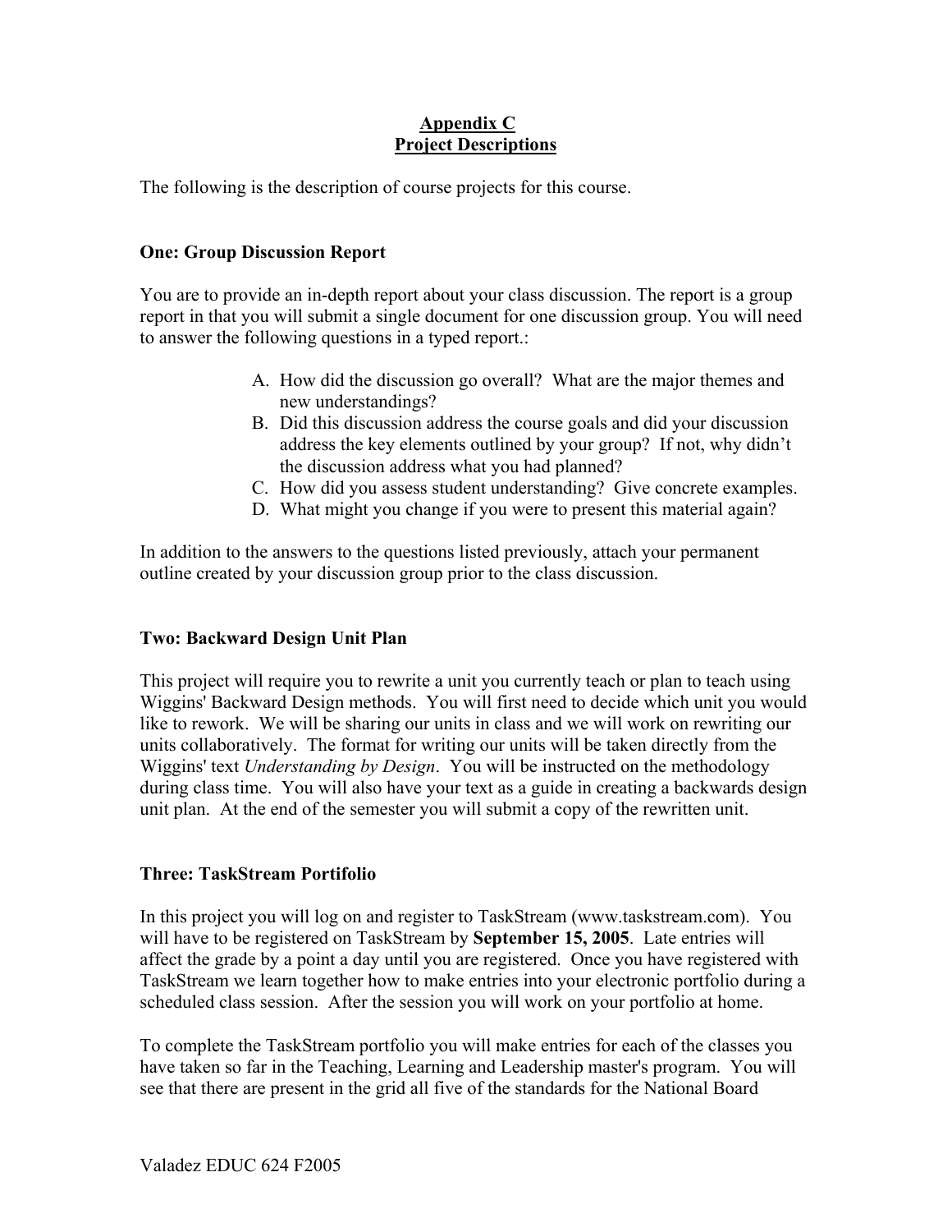## Appendix C
## Project Descriptions

The following is the description of course projects for this course.

### One: Group Discussion Report

You are to provide an in-depth report about your class discussion. The report is a group report in that you will submit a single document for one discussion group. You will need to answer the following questions in a typed report.:

A. How did the discussion go overall? What are the major themes and new understandings?
B. Did this discussion address the course goals and did your discussion address the key elements outlined by your group? If not, why didn't the discussion address what you had planned?
C. How did you assess student understanding? Give concrete examples.
D. What might you change if you were to present this material again?

In addition to the answers to the questions listed previously, attach your permanent outline created by your discussion group prior to the class discussion.

### Two: Backward Design Unit Plan

This project will require you to rewrite a unit you currently teach or plan to teach using Wiggins' Backward Design methods. You will first need to decide which unit you would like to rework. We will be sharing our units in class and we will work on rewriting our units collaboratively. The format for writing our units will be taken directly from the Wiggins' text *Understanding by Design*. You will be instructed on the methodology during class time. You will also have your text as a guide in creating a backwards design unit plan. At the end of the semester you will submit a copy of the rewritten unit.

### Three: TaskStream Portfolio

In this project you will log on and register to TaskStream (www.taskstream.com). You will have to be registered on TaskStream by **September 15, 2005**. Late entries will affect the grade by a point a day until you are registered. Once you have registered with TaskStream we learn together how to make entries into your electronic portfolio during a scheduled class session. After the session you will work on your portfolio at home.

To complete the TaskStream portfolio you will make entries for each of the classes you have taken so far in the Teaching, Learning and Leadership master's program. You will see that there are present in the grid all five of the standards for the National Board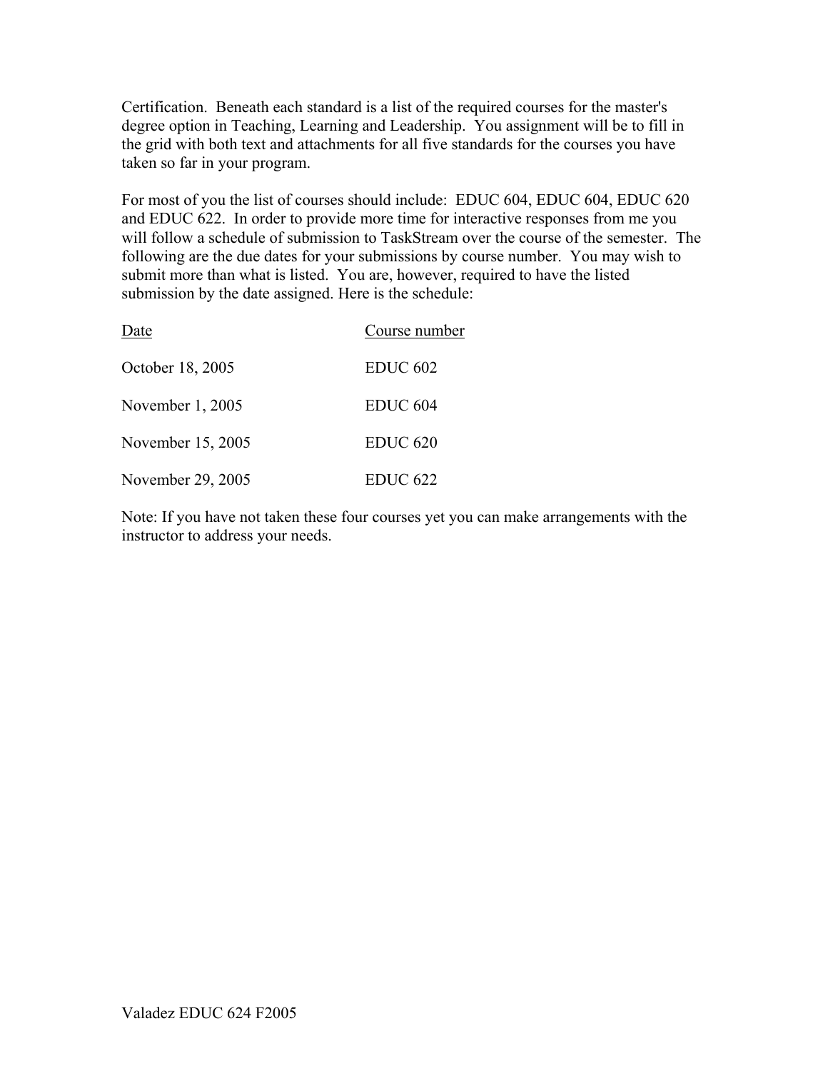Certification. Beneath each standard is a list of the required courses for the master's degree option in Teaching, Learning and Leadership. You assignment will be to fill in the grid with both text and attachments for all five standards for the courses you have taken so far in your program.

For most of you the list of courses should include: EDUC 604, EDUC 604, EDUC 620 and EDUC 622. In order to provide more time for interactive responses from me you will follow a schedule of submission to TaskStream over the course of the semester. The following are the due dates for your submissions by course number. You may wish to submit more than what is listed. You are, however, required to have the listed submission by the date assigned. Here is the schedule:

| Date | Course number |
|---|---|
| October 18, 2005 | EDUC 602 |
| November 1, 2005 | EDUC 604 |
| November 15, 2005 | EDUC 620 |
| November 29, 2005 | EDUC 622 |

Note: If you have not taken these four courses yet you can make arrangements with the instructor to address your needs.